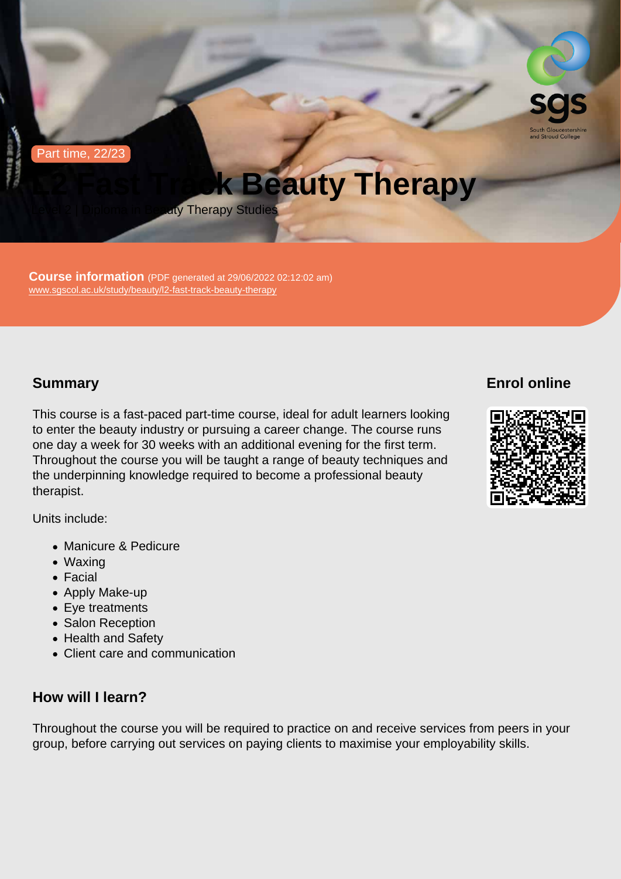Part time, 22/23

# L2 Fast Track Beauty Therapy

Level 2 | Diploma in Beauty Therapy Studies

**Course information** (PDF generated at 29/06/2022 02:12:02 am)
www.sgscol.ac.uk/study/beauty/l2-fast-track-beauty-therapy

## Summary

This course is a fast-paced part-time course, ideal for adult learners looking to enter the beauty industry or pursuing a career change. The course runs one day a week for 30 weeks with an additional evening for the first term. Throughout the course you will be taught a range of beauty techniques and the underpinning knowledge required to become a professional beauty therapist.

Units include:

- Manicure & Pedicure
- Waxing
- Facial
- Apply Make-up
- Eye treatments
- Salon Reception
- Health and Safety
- Client care and communication

## Enrol online

## How will I learn?

Throughout the course you will be required to practice on and receive services from peers in your group, before carrying out services on paying clients to maximise your employability skills.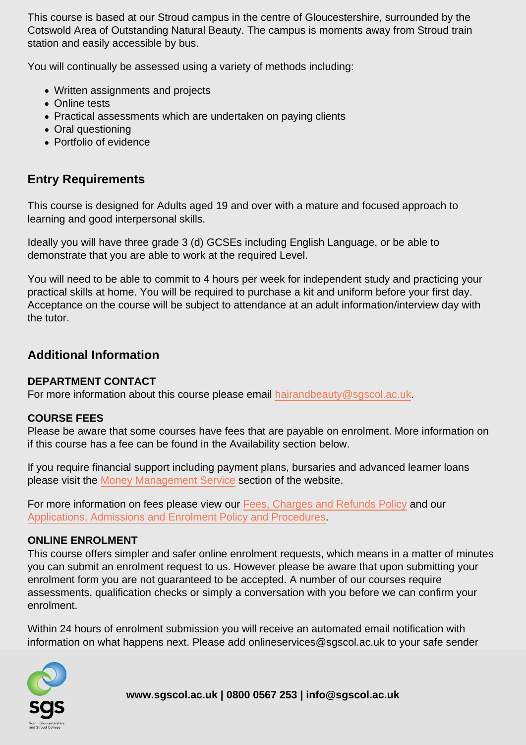This course is based at our Stroud campus in the centre of Gloucestershire, surrounded by the Cotswold Area of Outstanding Natural Beauty. The campus is moments away from Stroud train station and easily accessible by bus.

You will continually be assessed using a variety of methods including:

- Written assignments and projects
- Online tests
- Practical assessments which are undertaken on paying clients
- Oral questioning
- Portfolio of evidence

## Entry Requirements

This course is designed for Adults aged 19 and over with a mature and focused approach to learning and good interpersonal skills.

Ideally you will have three grade 3 (d) GCSEs including English Language, or be able to demonstrate that you are able to work at the required Level.

You will need to be able to commit to 4 hours per week for independent study and practicing your practical skills at home. You will be required to purchase a kit and uniform before your first day. Acceptance on the course will be subject to attendance at an adult information/interview day with the tutor.

## Additional Information

**DEPARTMENT CONTACT**
For more information about this course please email hairandbeauty@sgscol.ac.uk.

**COURSE FEES**
Please be aware that some courses have fees that are payable on enrolment. More information on if this course has a fee can be found in the Availability section below.

If you require financial support including payment plans, bursaries and advanced learner loans please visit the Money Management Service section of the website.

For more information on fees please view our Fees, Charges and Refunds Policy and our Applications, Admissions and Enrolment Policy and Procedures.

**ONLINE ENROLMENT**
This course offers simpler and safer online enrolment requests, which means in a matter of minutes you can submit an enrolment request to us. However please be aware that upon submitting your enrolment form you are not guaranteed to be accepted. A number of our courses require assessments, qualification checks or simply a conversation with you before we can confirm your enrolment.

Within 24 hours of enrolment submission you will receive an automated email notification with information on what happens next. Please add onlineservices@sgscol.ac.uk to your safe sender